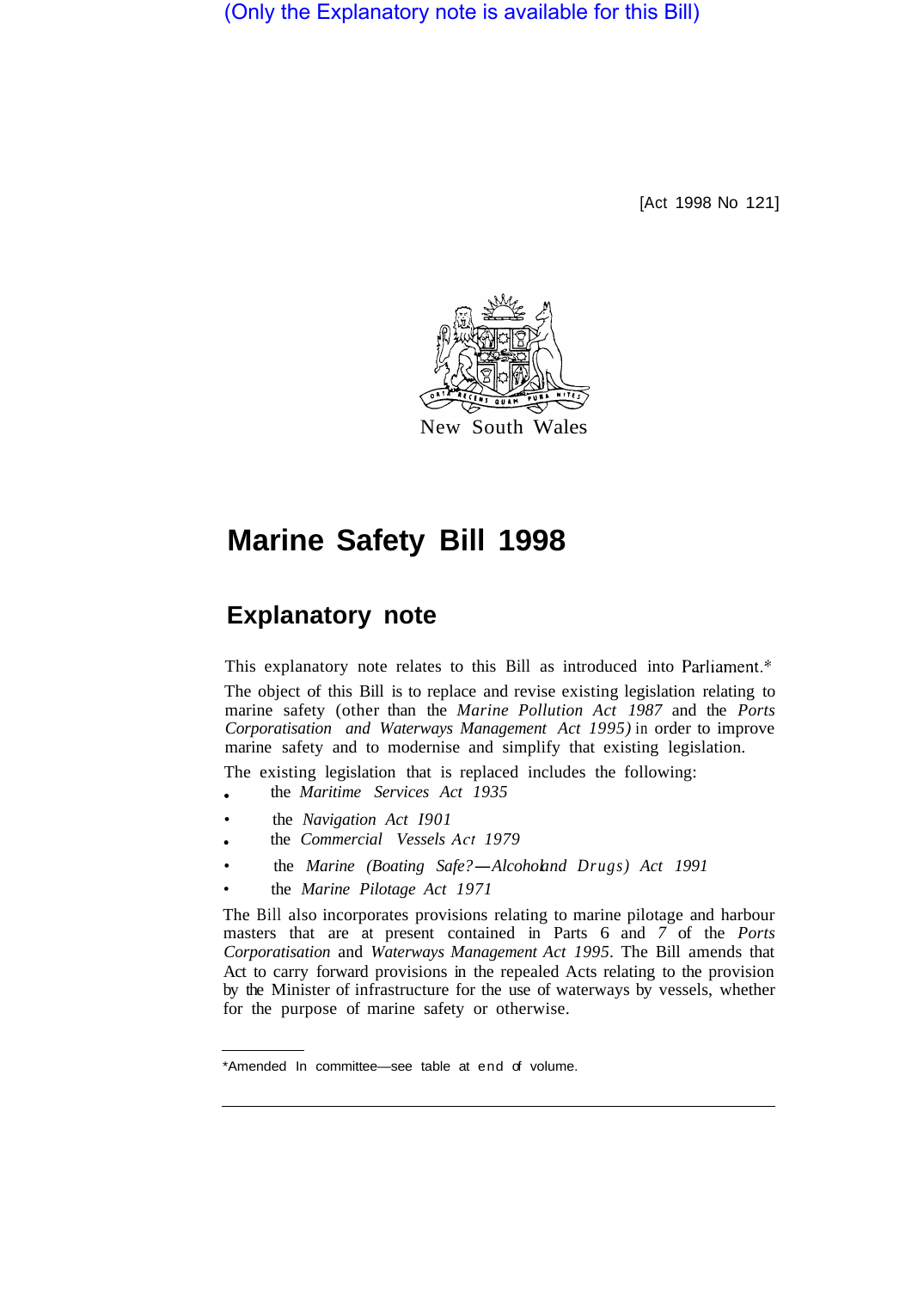(Only the Explanatory note is available for this Bill)

[Act 1998 No 121]

New South Wales

# Marine Safety Bill 1998

## Explanatory note

This explanatory note relates to this Bill as introduced into Parliament.*

The object of this Bill is to replace and revise existing legislation relating to marine safety (other than the *Marine Pollution Act 1987* and the *Ports Corporatisation and Waterways Management Act 1995)* in order to improve marine safety and to modernise and simplify that existing legislation.

The existing legislation that is replaced includes the following:

- the *Maritime Services Act 1935*
- the *Navigation Act 1901*
- the *Commercial Vessels Act 1979*
- the *Marine (Boating Safety—Alcohol and Drugs) Act 1991*
- the *Marine Pilotage Act 1971*

The Bill also incorporates provisions relating to marine pilotage and harbour masters that are at present contained in Parts 6 and 7 of the *Ports Corporatisation* and *Waterways Management Act 1995*. The Bill amends that Act to carry forward provisions in the repealed Acts relating to the provision by the Minister of infrastructure for the use of waterways by vessels, whether for the purpose of marine safety or otherwise.

*Amended In committee—see table at end of volume.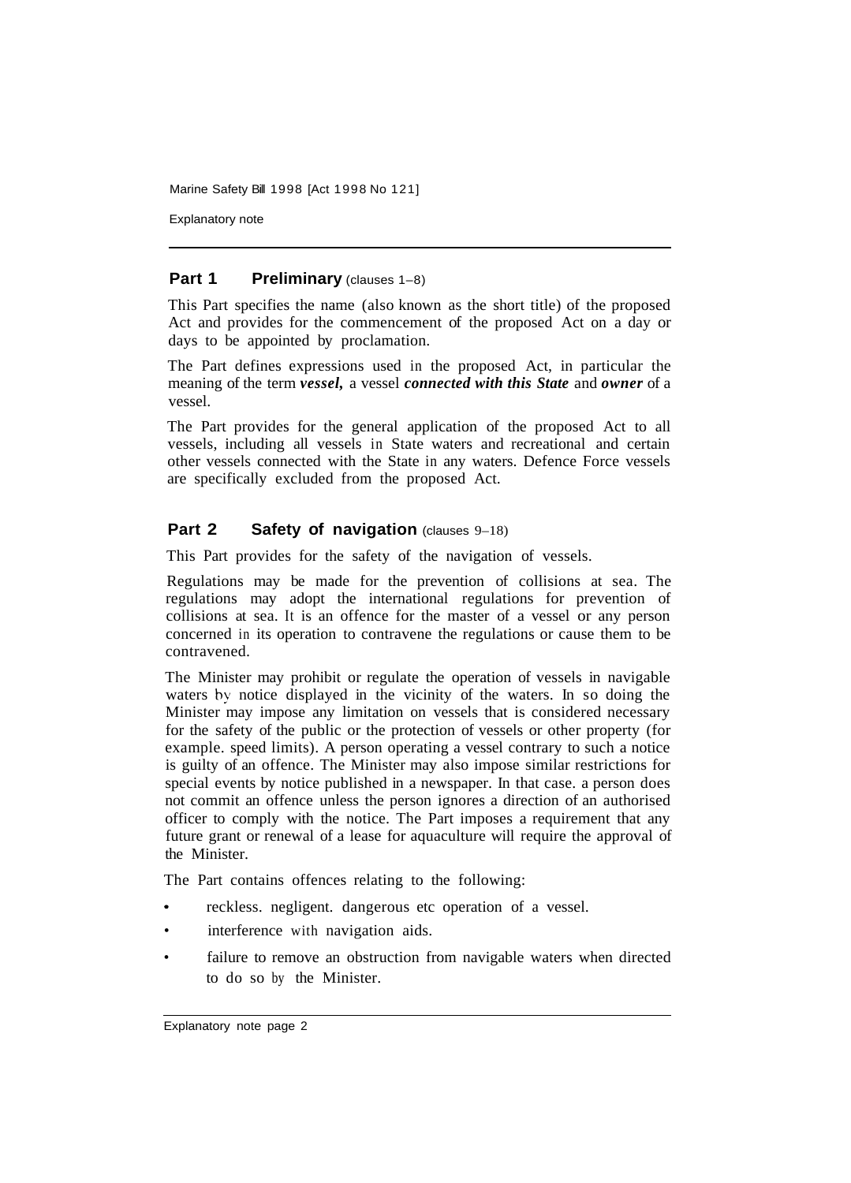## Part 1 Preliminary (clauses 1–8)

This Part specifies the name (also known as the short title) of the proposed Act and provides for the commencement of the proposed Act on a day or days to be appointed by proclamation.

The Part defines expressions used in the proposed Act, in particular the meaning of the term ***vessel,*** a vessel ***connected with this State*** and ***owner*** of a vessel.

The Part provides for the general application of the proposed Act to all vessels, including all vessels in State waters and recreational and certain other vessels connected with the State in any waters. Defence Force vessels are specifically excluded from the proposed Act.

## Part 2 Safety of navigation (clauses 9–18)

This Part provides for the safety of the navigation of vessels.

Regulations may be made for the prevention of collisions at sea. The regulations may adopt the international regulations for prevention of collisions at sea. It is an offence for the master of a vessel or any person concerned in its operation to contravene the regulations or cause them to be contravened.

The Minister may prohibit or regulate the operation of vessels in navigable waters by notice displayed in the vicinity of the waters. In so doing the Minister may impose any limitation on vessels that is considered necessary for the safety of the public or the protection of vessels or other property (for example. speed limits). A person operating a vessel contrary to such a notice is guilty of an offence. The Minister may also impose similar restrictions for special events by notice published in a newspaper. In that case. a person does not commit an offence unless the person ignores a direction of an authorised officer to comply with the notice. The Part imposes a requirement that any future grant or renewal of a lease for aquaculture will require the approval of the Minister.

The Part contains offences relating to the following:

- reckless. negligent. dangerous etc operation of a vessel.
- interference with navigation aids.
- failure to remove an obstruction from navigable waters when directed to do so by the Minister.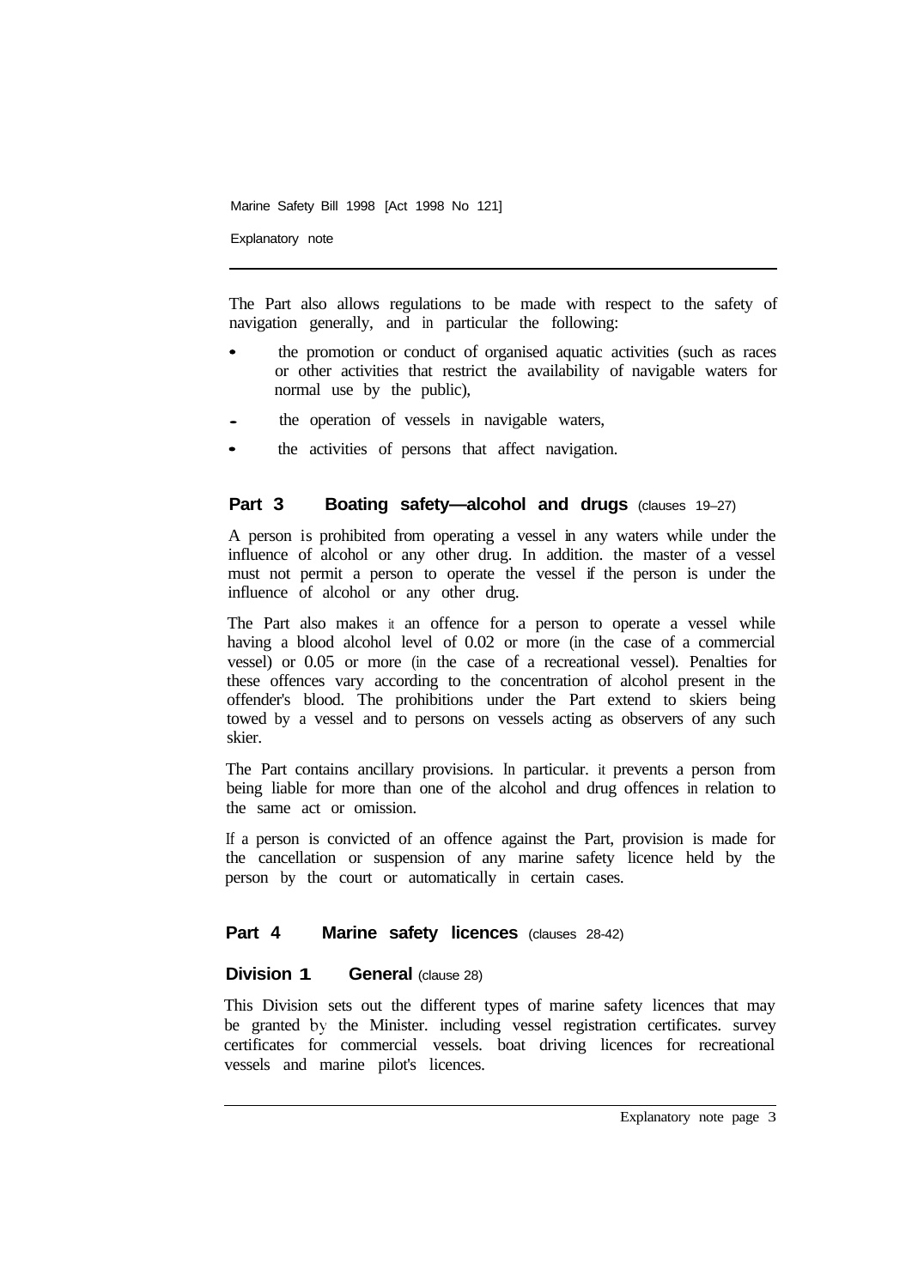The Part also allows regulations to be made with respect to the safety of navigation generally, and in particular the following:

- the promotion or conduct of organised aquatic activities (such as races or other activities that restrict the availability of navigable waters for normal use by the public),
- the operation of vessels in navigable waters,
- the activities of persons that affect navigation.

## Part 3 Boating safety—alcohol and drugs (clauses 19–27)

A person is prohibited from operating a vessel in any waters while under the influence of alcohol or any other drug. In addition. the master of a vessel must not permit a person to operate the vessel if the person is under the influence of alcohol or any other drug.

The Part also makes it an offence for a person to operate a vessel while having a blood alcohol level of 0.02 or more (in the case of a commercial vessel) or 0.05 or more (in the case of a recreational vessel). Penalties for these offences vary according to the concentration of alcohol present in the offender's blood. The prohibitions under the Part extend to skiers being towed by a vessel and to persons on vessels acting as observers of any such skier.

The Part contains ancillary provisions. In particular. it prevents a person from being liable for more than one of the alcohol and drug offences in relation to the same act or omission.

If a person is convicted of an offence against the Part, provision is made for the cancellation or suspension of any marine safety licence held by the person by the court or automatically in certain cases.

## Part 4 Marine safety licences (clauses 28-42)

### Division 1 General (clause 28)

This Division sets out the different types of marine safety licences that may be granted by the Minister. including vessel registration certificates. survey certificates for commercial vessels. boat driving licences for recreational vessels and marine pilot's licences.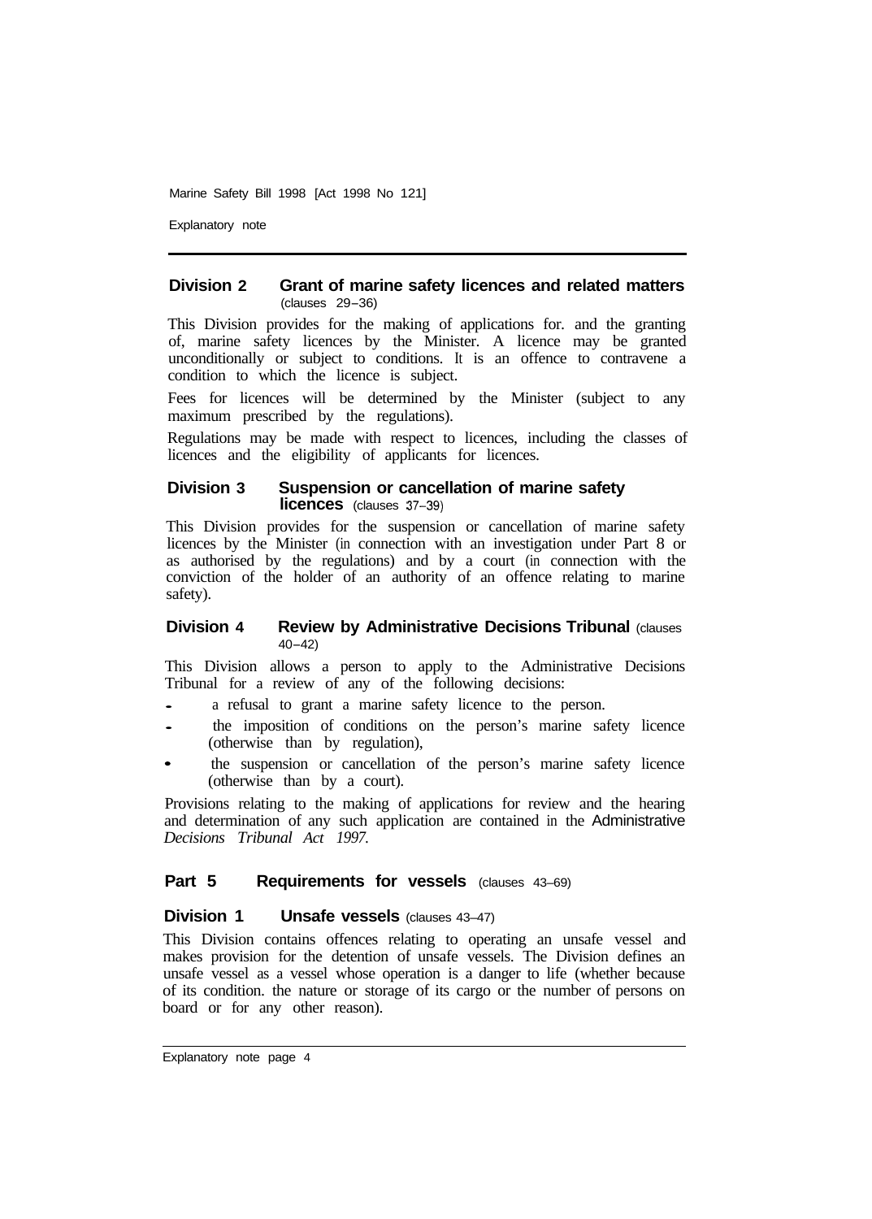### Division 2 Grant of marine safety licences and related matters (clauses 29–36)

This Division provides for the making of applications for. and the granting of, marine safety licences by the Minister. A licence may be granted unconditionally or subject to conditions. It is an offence to contravene a condition to which the licence is subject.

Fees for licences will be determined by the Minister (subject to any maximum prescribed by the regulations).

Regulations may be made with respect to licences, including the classes of licences and the eligibility of applicants for licences.

### Division 3 Suspension or cancellation of marine safety licences (clauses 37–39)

This Division provides for the suspension or cancellation of marine safety licences by the Minister (in connection with an investigation under Part 8 or as authorised by the regulations) and by a court (in connection with the conviction of the holder of an authority of an offence relating to marine safety).

### Division 4 Review by Administrative Decisions Tribunal (clauses 40–42)

This Division allows a person to apply to the Administrative Decisions Tribunal for a review of any of the following decisions:

- a refusal to grant a marine safety licence to the person.
- the imposition of conditions on the person's marine safety licence (otherwise than by regulation),
- the suspension or cancellation of the person's marine safety licence (otherwise than by a court).

Provisions relating to the making of applications for review and the hearing and determination of any such application are contained in the *Administrative Decisions Tribunal Act 1997.*

## Part 5 Requirements for vessels (clauses 43–69)

### Division 1 Unsafe vessels (clauses 43–47)

This Division contains offences relating to operating an unsafe vessel and makes provision for the detention of unsafe vessels. The Division defines an unsafe vessel as a vessel whose operation is a danger to life (whether because of its condition. the nature or storage of its cargo or the number of persons on board or for any other reason).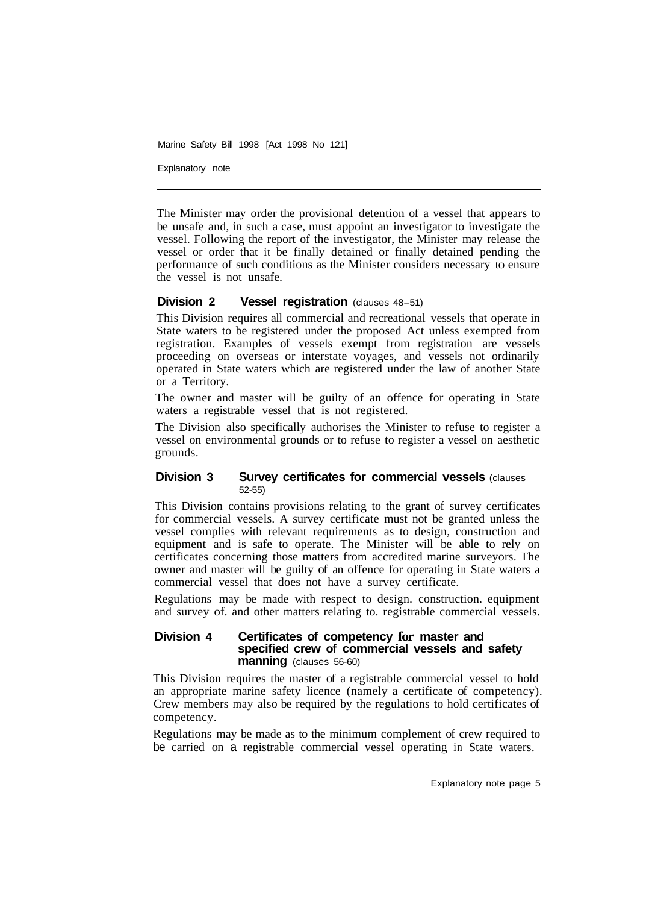The Minister may order the provisional detention of a vessel that appears to be unsafe and, in such a case, must appoint an investigator to investigate the vessel. Following the report of the investigator, the Minister may release the vessel or order that it be finally detained or finally detained pending the performance of such conditions as the Minister considers necessary to ensure the vessel is not unsafe.

### Division 2 Vessel registration (clauses 48–51)

This Division requires all commercial and recreational vessels that operate in State waters to be registered under the proposed Act unless exempted from registration. Examples of vessels exempt from registration are vessels proceeding on overseas or interstate voyages, and vessels not ordinarily operated in State waters which are registered under the law of another State or a Territory.

The owner and master will be guilty of an offence for operating in State waters a registrable vessel that is not registered.

The Division also specifically authorises the Minister to refuse to register a vessel on environmental grounds or to refuse to register a vessel on aesthetic grounds.

### Division 3 Survey certificates for commercial vessels (clauses 52-55)

This Division contains provisions relating to the grant of survey certificates for commercial vessels. A survey certificate must not be granted unless the vessel complies with relevant requirements as to design, construction and equipment and is safe to operate. The Minister will be able to rely on certificates concerning those matters from accredited marine surveyors. The owner and master will be guilty of an offence for operating in State waters a commercial vessel that does not have a survey certificate.

Regulations may be made with respect to design. construction. equipment and survey of. and other matters relating to. registrable commercial vessels.

### Division 4 Certificates of competency for master and specified crew of commercial vessels and safety manning (clauses 56-60)

This Division requires the master of a registrable commercial vessel to hold an appropriate marine safety licence (namely a certificate of competency). Crew members may also be required by the regulations to hold certificates of competency.

Regulations may be made as to the minimum complement of crew required to be carried on a registrable commercial vessel operating in State waters.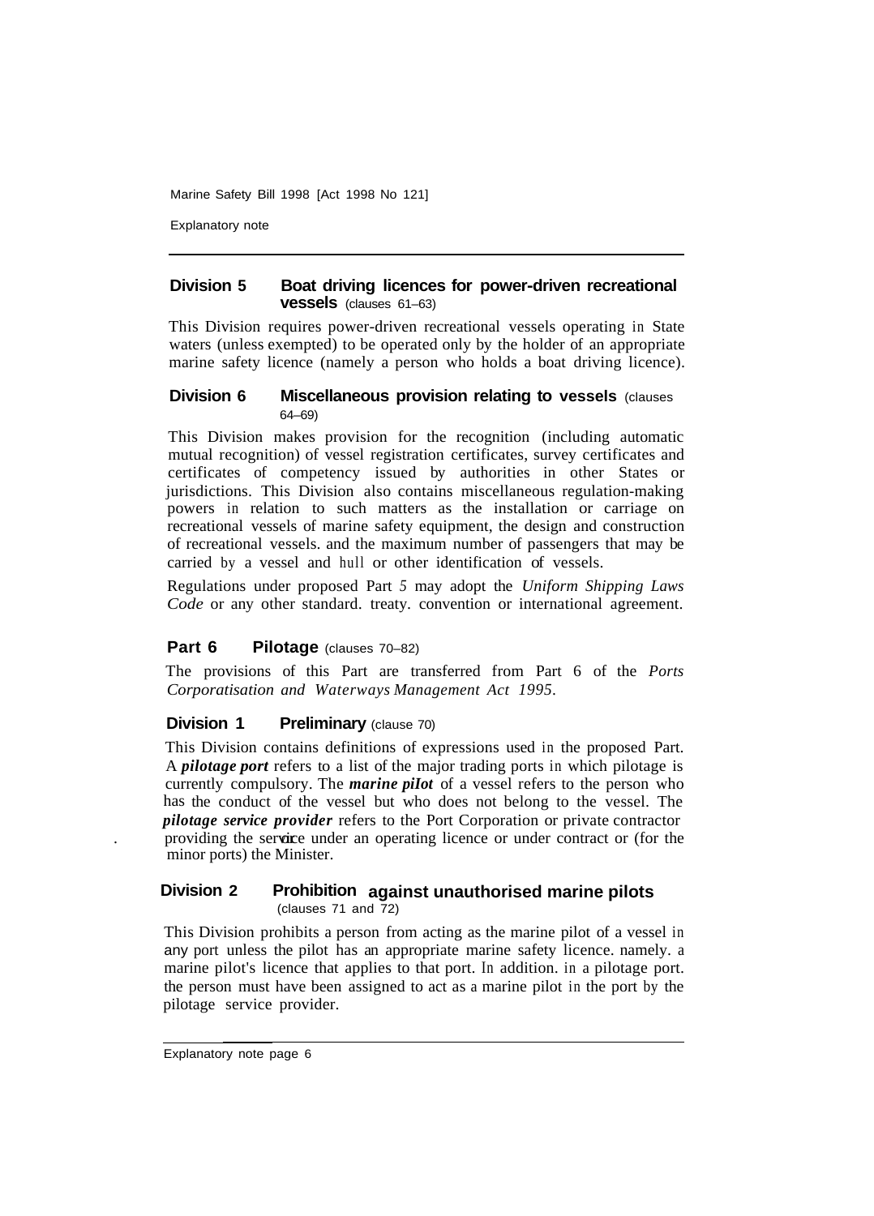### Division 5 Boat driving licences for power-driven recreational vessels (clauses 61–63)

This Division requires power-driven recreational vessels operating in State waters (unless exempted) to be operated only by the holder of an appropriate marine safety licence (namely a person who holds a boat driving licence).

### Division 6 Miscellaneous provision relating to vessels (clauses 64–69)

This Division makes provision for the recognition (including automatic mutual recognition) of vessel registration certificates, survey certificates and certificates of competency issued by authorities in other States or jurisdictions. This Division also contains miscellaneous regulation-making powers in relation to such matters as the installation or carriage on recreational vessels of marine safety equipment, the design and construction of recreational vessels. and the maximum number of passengers that may be carried by a vessel and hull or other identification of vessels.

Regulations under proposed Part 5 may adopt the *Uniform Shipping Laws Code* or any other standard. treaty. convention or international agreement.

## Part 6 Pilotage (clauses 70–82)

The provisions of this Part are transferred from Part 6 of the *Ports Corporatisation and Waterways Management Act 1995*.

### Division 1 Preliminary (clause 70)

This Division contains definitions of expressions used in the proposed Part. A ***pilotage port*** refers to a list of the major trading ports in which pilotage is currently compulsory. The ***marine pilot*** of a vessel refers to the person who has the conduct of the vessel but who does not belong to the vessel. The ***pilotage service provider*** refers to the Port Corporation or private contractor providing the service under an operating licence or under contract or (for the minor ports) the Minister.

### Division 2 Prohibition against unauthorised marine pilots (clauses 71 and 72)

This Division prohibits a person from acting as the marine pilot of a vessel in any port unless the pilot has an appropriate marine safety licence. namely. a marine pilot's licence that applies to that port. In addition. in a pilotage port. the person must have been assigned to act as a marine pilot in the port by the pilotage service provider.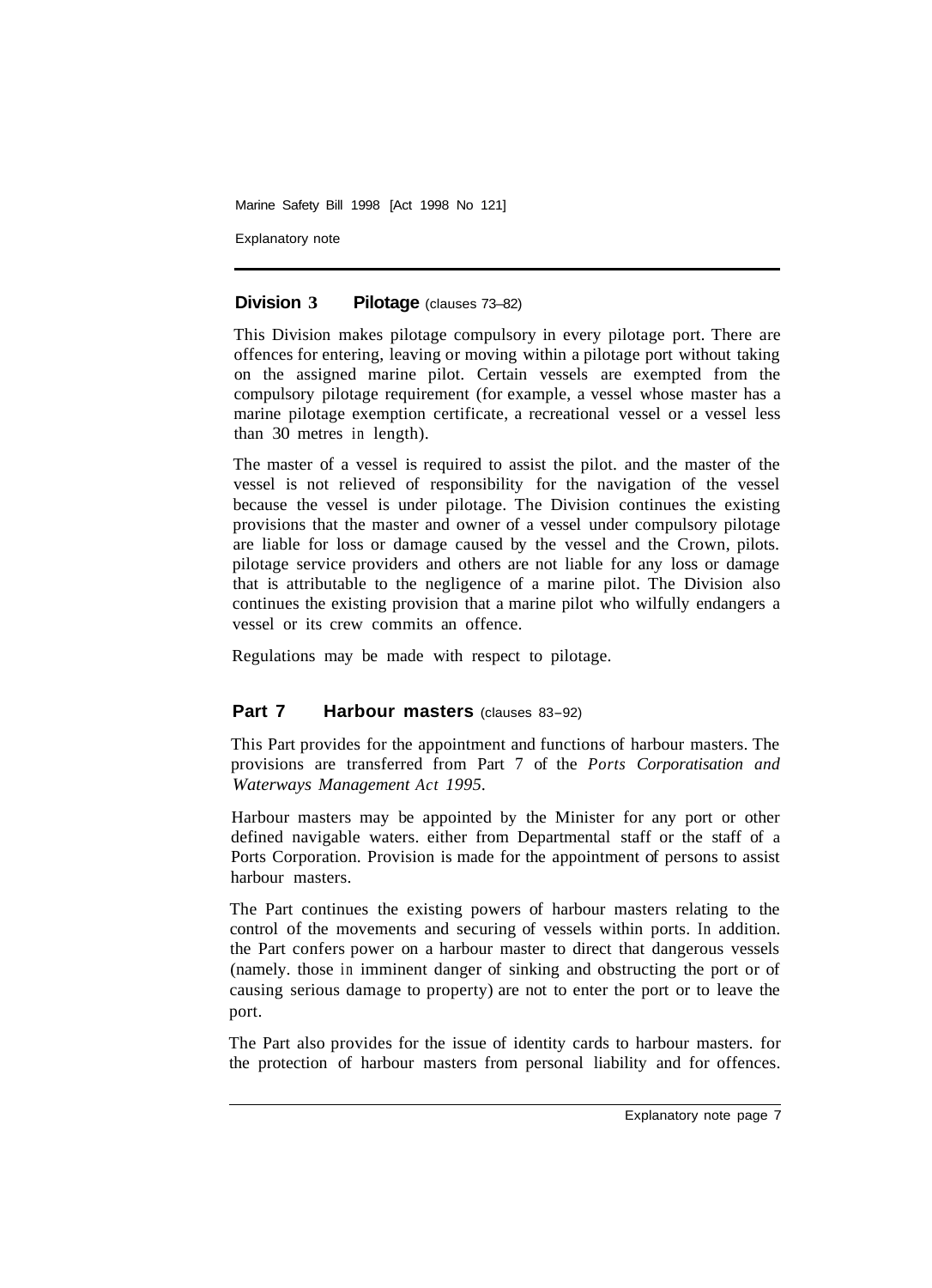### Division 3 Pilotage (clauses 73–82)

This Division makes pilotage compulsory in every pilotage port. There are offences for entering, leaving or moving within a pilotage port without taking on the assigned marine pilot. Certain vessels are exempted from the compulsory pilotage requirement (for example, a vessel whose master has a marine pilotage exemption certificate, a recreational vessel or a vessel less than 30 metres in length).

The master of a vessel is required to assist the pilot. and the master of the vessel is not relieved of responsibility for the navigation of the vessel because the vessel is under pilotage. The Division continues the existing provisions that the master and owner of a vessel under compulsory pilotage are liable for loss or damage caused by the vessel and the Crown, pilots. pilotage service providers and others are not liable for any loss or damage that is attributable to the negligence of a marine pilot. The Division also continues the existing provision that a marine pilot who wilfully endangers a vessel or its crew commits an offence.

Regulations may be made with respect to pilotage.

## Part 7 Harbour masters (clauses 83–92)

This Part provides for the appointment and functions of harbour masters. The provisions are transferred from Part 7 of the *Ports Corporatisation and Waterways Management Act 1995*.

Harbour masters may be appointed by the Minister for any port or other defined navigable waters. either from Departmental staff or the staff of a Ports Corporation. Provision is made for the appointment of persons to assist harbour masters.

The Part continues the existing powers of harbour masters relating to the control of the movements and securing of vessels within ports. In addition. the Part confers power on a harbour master to direct that dangerous vessels (namely. those in imminent danger of sinking and obstructing the port or of causing serious damage to property) are not to enter the port or to leave the port.

The Part also provides for the issue of identity cards to harbour masters. for the protection of harbour masters from personal liability and for offences.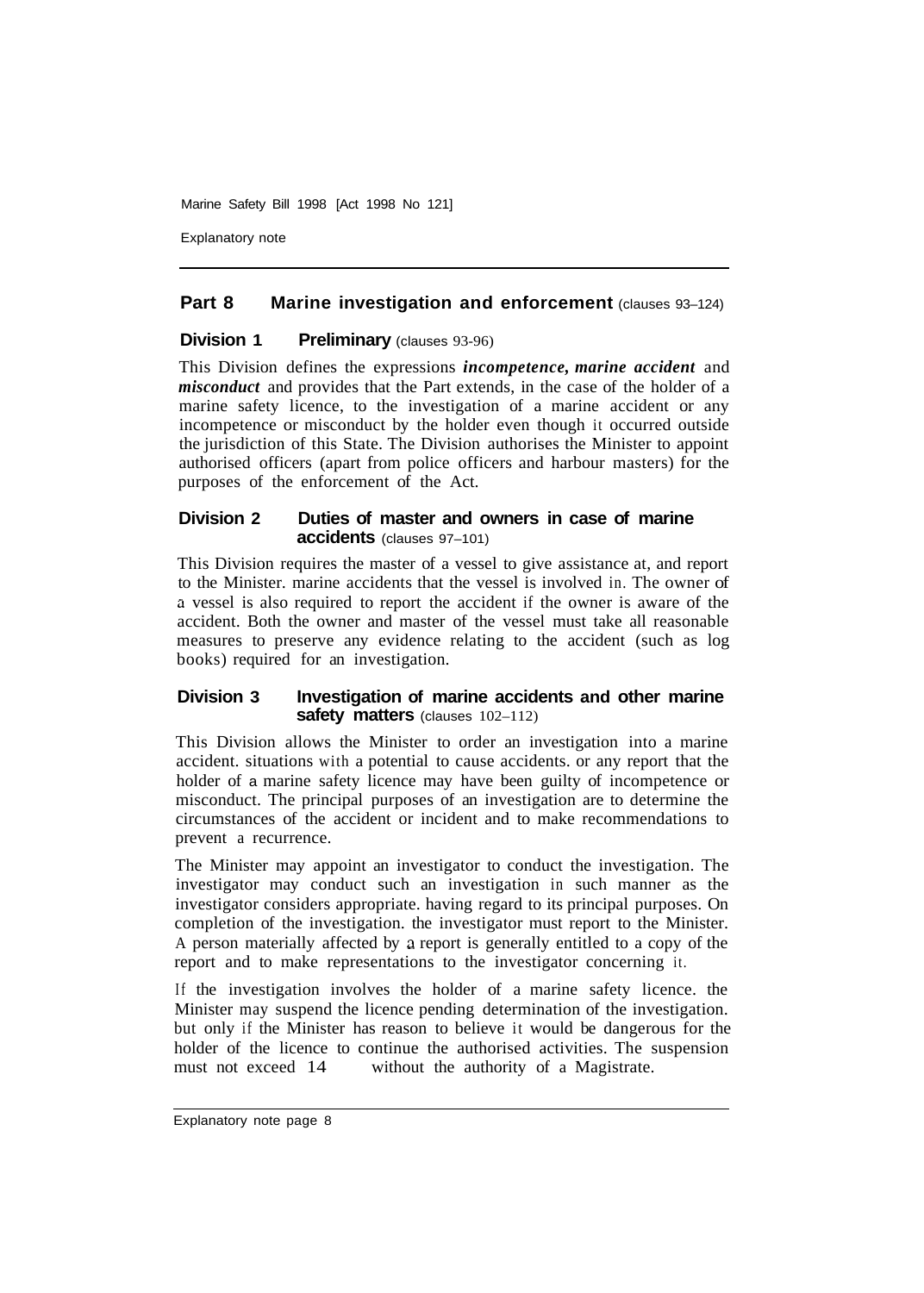## Part 8 Marine investigation and enforcement (clauses 93–124)

### Division 1 Preliminary (clauses 93-96)

This Division defines the expressions ***incompetence, marine accident*** and ***misconduct*** and provides that the Part extends, in the case of the holder of a marine safety licence, to the investigation of a marine accident or any incompetence or misconduct by the holder even though it occurred outside the jurisdiction of this State. The Division authorises the Minister to appoint authorised officers (apart from police officers and harbour masters) for the purposes of the enforcement of the Act.

### Division 2 Duties of master and owners in case of marine accidents (clauses 97–101)

This Division requires the master of a vessel to give assistance at, and report to the Minister. marine accidents that the vessel is involved in. The owner of a vessel is also required to report the accident if the owner is aware of the accident. Both the owner and master of the vessel must take all reasonable measures to preserve any evidence relating to the accident (such as log books) required for an investigation.

### Division 3 Investigation of marine accidents and other marine safety matters (clauses 102–112)

This Division allows the Minister to order an investigation into a marine accident. situations with a potential to cause accidents. or any report that the holder of a marine safety licence may have been guilty of incompetence or misconduct. The principal purposes of an investigation are to determine the circumstances of the accident or incident and to make recommendations to prevent a recurrence.

The Minister may appoint an investigator to conduct the investigation. The investigator may conduct such an investigation in such manner as the investigator considers appropriate. having regard to its principal purposes. On completion of the investigation. the investigator must report to the Minister. A person materially affected by a report is generally entitled to a copy of the report and to make representations to the investigator concerning it.

If the investigation involves the holder of a marine safety licence. the Minister may suspend the licence pending determination of the investigation. but only if the Minister has reason to believe it would be dangerous for the holder of the licence to continue the authorised activities. The suspension must not exceed 14 without the authority of a Magistrate.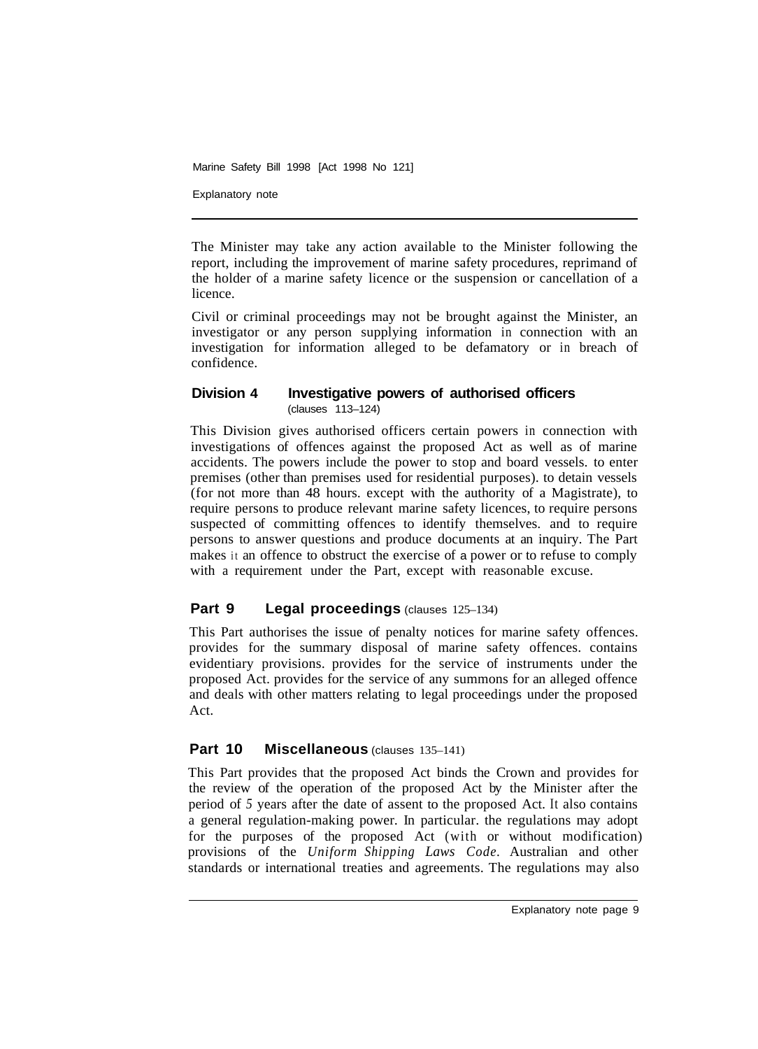The Minister may take any action available to the Minister following the report, including the improvement of marine safety procedures, reprimand of the holder of a marine safety licence or the suspension or cancellation of a licence.

Civil or criminal proceedings may not be brought against the Minister, an investigator or any person supplying information in connection with an investigation for information alleged to be defamatory or in breach of confidence.

### Division 4 Investigative powers of authorised officers
(clauses 113–124)

This Division gives authorised officers certain powers in connection with investigations of offences against the proposed Act as well as of marine accidents. The powers include the power to stop and board vessels. to enter premises (other than premises used for residential purposes). to detain vessels (for not more than 48 hours. except with the authority of a Magistrate), to require persons to produce relevant marine safety licences, to require persons suspected of committing offences to identify themselves. and to require persons to answer questions and produce documents at an inquiry. The Part makes it an offence to obstruct the exercise of a power or to refuse to comply with a requirement under the Part, except with reasonable excuse.

## Part 9 Legal proceedings (clauses 125–134)

This Part authorises the issue of penalty notices for marine safety offences. provides for the summary disposal of marine safety offences. contains evidentiary provisions. provides for the service of instruments under the proposed Act. provides for the service of any summons for an alleged offence and deals with other matters relating to legal proceedings under the proposed Act.

## Part 10 Miscellaneous (clauses 135–141)

This Part provides that the proposed Act binds the Crown and provides for the review of the operation of the proposed Act by the Minister after the period of 5 years after the date of assent to the proposed Act. It also contains a general regulation-making power. In particular. the regulations may adopt for the purposes of the proposed Act (with or without modification) provisions of the *Uniform Shipping Laws Code*. Australian and other standards or international treaties and agreements. The regulations may also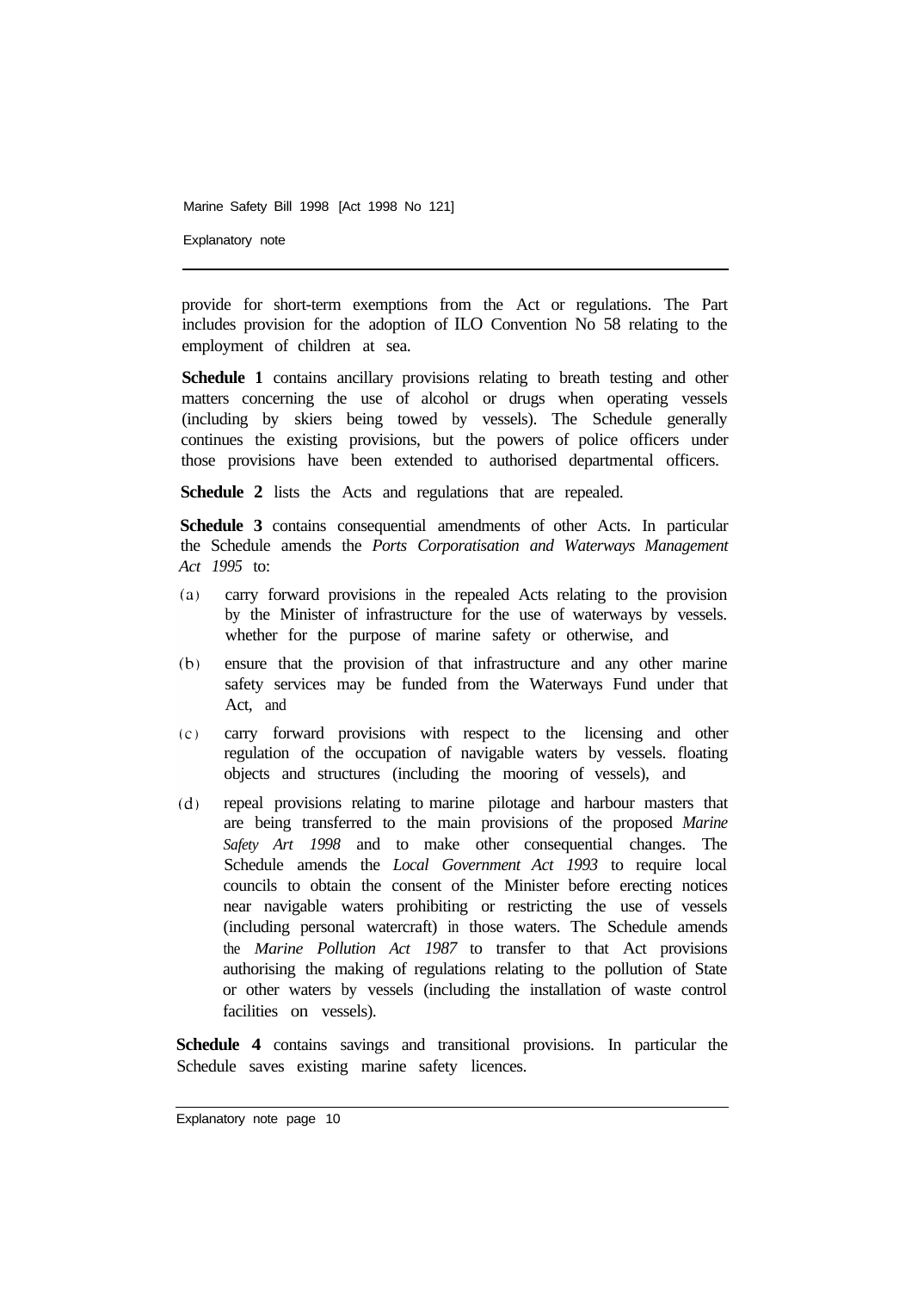provide for short-term exemptions from the Act or regulations. The Part includes provision for the adoption of ILO Convention No 58 relating to the employment of children at sea.

**Schedule 1** contains ancillary provisions relating to breath testing and other matters concerning the use of alcohol or drugs when operating vessels (including by skiers being towed by vessels). The Schedule generally continues the existing provisions, but the powers of police officers under those provisions have been extended to authorised departmental officers.

**Schedule 2** lists the Acts and regulations that are repealed.

**Schedule 3** contains consequential amendments of other Acts. In particular the Schedule amends the *Ports Corporatisation and Waterways Management Act 1995* to:

(a) carry forward provisions in the repealed Acts relating to the provision by the Minister of infrastructure for the use of waterways by vessels. whether for the purpose of marine safety or otherwise, and

(b) ensure that the provision of that infrastructure and any other marine safety services may be funded from the Waterways Fund under that Act, and

(c) carry forward provisions with respect to the licensing and other regulation of the occupation of navigable waters by vessels. floating objects and structures (including the mooring of vessels), and

(d) repeal provisions relating to marine pilotage and harbour masters that are being transferred to the main provisions of the proposed *Marine Safety Art 1998* and to make other consequential changes. The Schedule amends the *Local Government Act 1993* to require local councils to obtain the consent of the Minister before erecting notices near navigable waters prohibiting or restricting the use of vessels (including personal watercraft) in those waters. The Schedule amends the *Marine Pollution Act 1987* to transfer to that Act provisions authorising the making of regulations relating to the pollution of State or other waters by vessels (including the installation of waste control facilities on vessels).

**Schedule 4** contains savings and transitional provisions. In particular the Schedule saves existing marine safety licences.